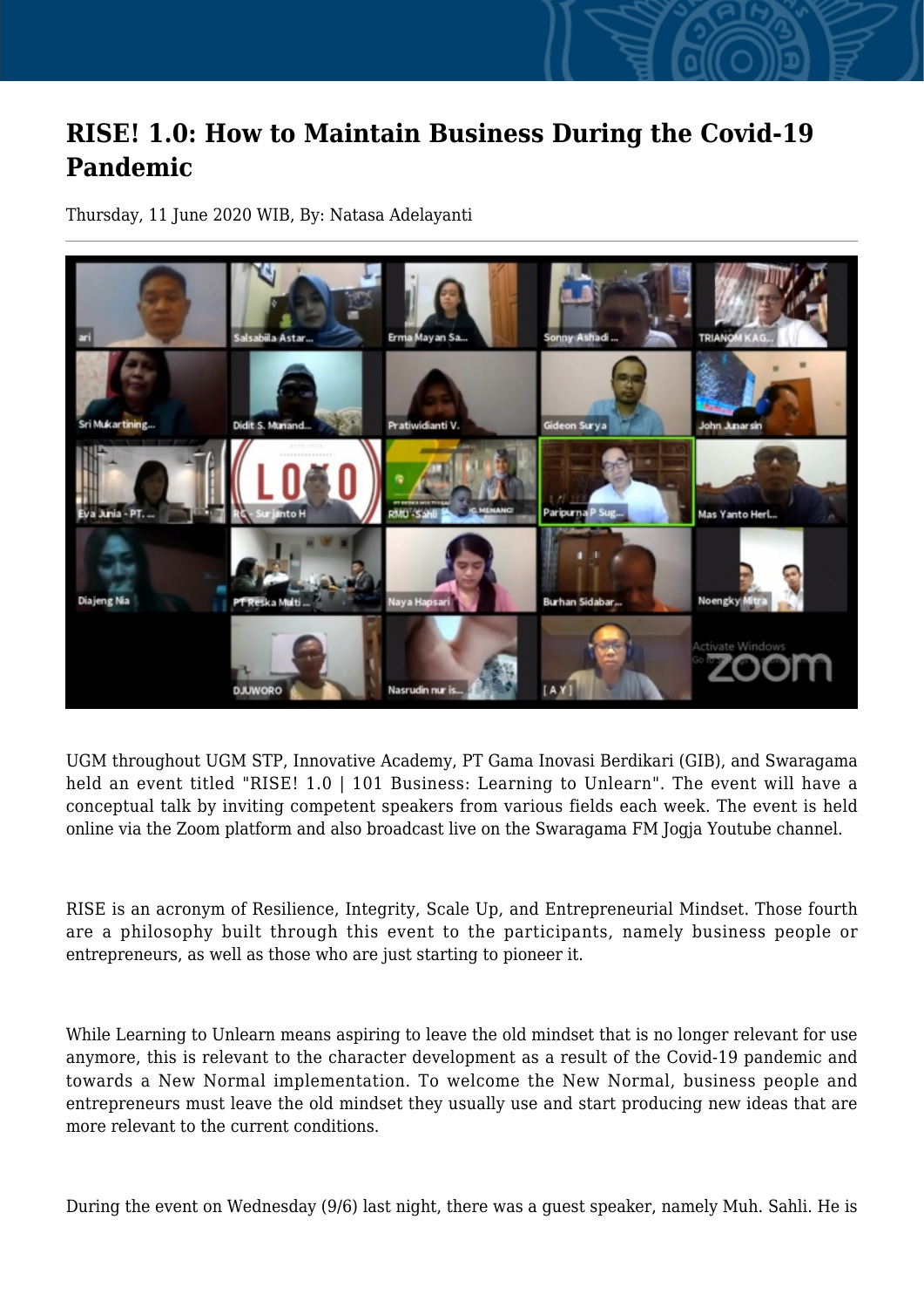# RISE! 1.0: How to Maintain Business During the Covid-19 Pandemic

Thursday, 11 June 2020 WIB, By: Natasa Adelayanti

UGM throughout UGM STP, Innovative Academy, PT Gama Inovasi Berdikari (GIB), and Swaragama held an event titled "RISE! 1.0 | 101 Business: Learning to Unlearn". The event will have a conceptual talk by inviting competent speakers from various fields each week. The event is held online via the Zoom platform and also broadcast live on the Swaragama FM Jogja Youtube channel.

RISE is an acronym of Resilience, Integrity, Scale Up, and Entrepreneurial Mindset. Those fourth are a philosophy built through this event to the participants, namely business people or entrepreneurs, as well as those who are just starting to pioneer it.

While Learning to Unlearn means aspiring to leave the old mindset that is no longer relevant for use anymore, this is relevant to the character development as a result of the Covid-19 pandemic and towards a New Normal implementation. To welcome the New Normal, business people and entrepreneurs must leave the old mindset they usually use and start producing new ideas that are more relevant to the current conditions.

During the event on Wednesday (9/6) last night, there was a guest speaker, namely Muh. Sahli. He is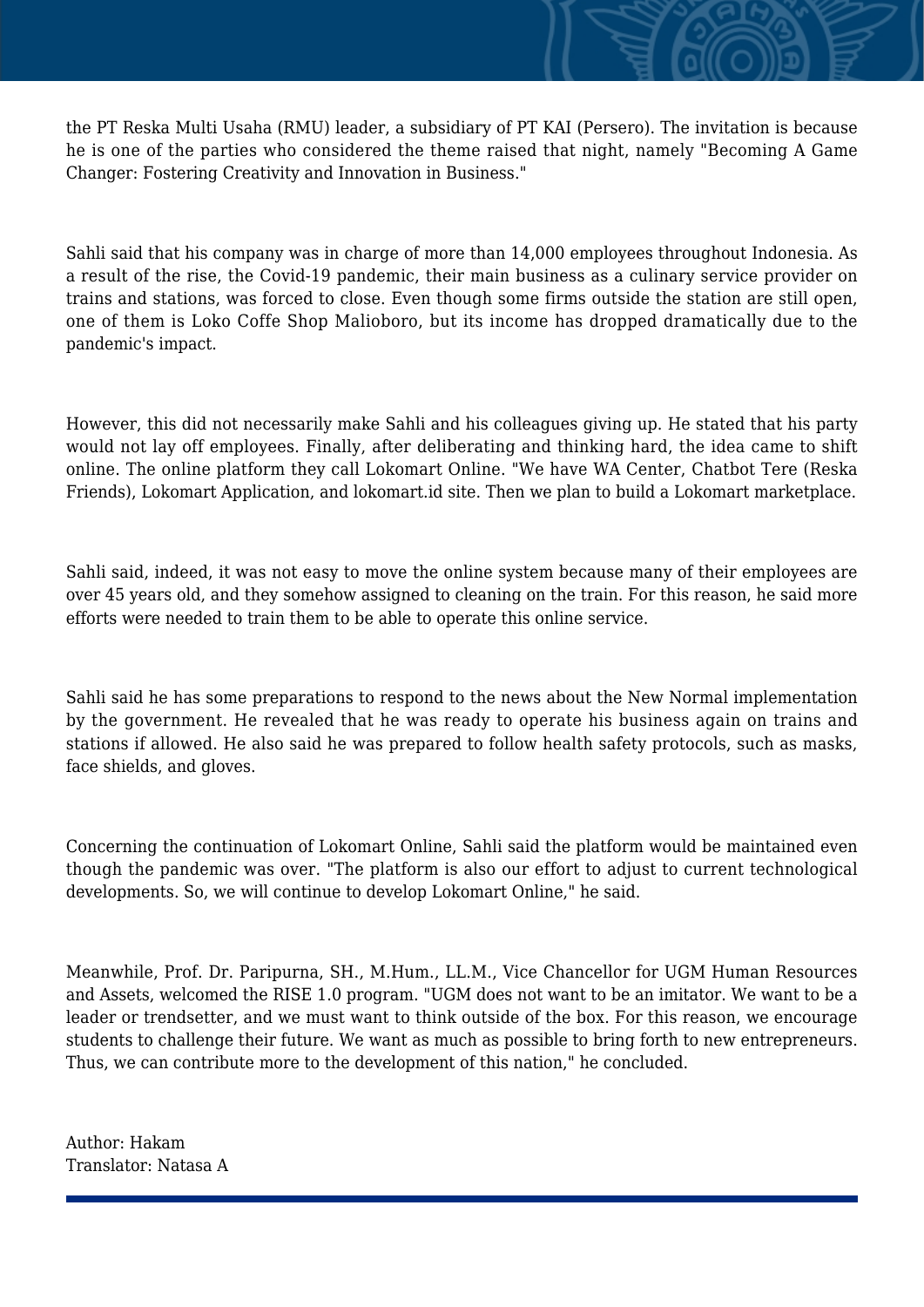the PT Reska Multi Usaha (RMU) leader, a subsidiary of PT KAI (Persero). The invitation is because he is one of the parties who considered the theme raised that night, namely "Becoming A Game Changer: Fostering Creativity and Innovation in Business."

Sahli said that his company was in charge of more than 14,000 employees throughout Indonesia. As a result of the rise, the Covid-19 pandemic, their main business as a culinary service provider on trains and stations, was forced to close. Even though some firms outside the station are still open, one of them is Loko Coffe Shop Malioboro, but its income has dropped dramatically due to the pandemic's impact.

However, this did not necessarily make Sahli and his colleagues giving up. He stated that his party would not lay off employees. Finally, after deliberating and thinking hard, the idea came to shift online. The online platform they call Lokomart Online. "We have WA Center, Chatbot Tere (Reska Friends), Lokomart Application, and lokomart.id site. Then we plan to build a Lokomart marketplace.

Sahli said, indeed, it was not easy to move the online system because many of their employees are over 45 years old, and they somehow assigned to cleaning on the train. For this reason, he said more efforts were needed to train them to be able to operate this online service.

Sahli said he has some preparations to respond to the news about the New Normal implementation by the government. He revealed that he was ready to operate his business again on trains and stations if allowed. He also said he was prepared to follow health safety protocols, such as masks, face shields, and gloves.

Concerning the continuation of Lokomart Online, Sahli said the platform would be maintained even though the pandemic was over. "The platform is also our effort to adjust to current technological developments. So, we will continue to develop Lokomart Online," he said.

Meanwhile, Prof. Dr. Paripurna, SH., M.Hum., LL.M., Vice Chancellor for UGM Human Resources and Assets, welcomed the RISE 1.0 program. "UGM does not want to be an imitator. We want to be a leader or trendsetter, and we must want to think outside of the box. For this reason, we encourage students to challenge their future. We want as much as possible to bring forth to new entrepreneurs. Thus, we can contribute more to the development of this nation," he concluded.

Author: Hakam
Translator: Natasa A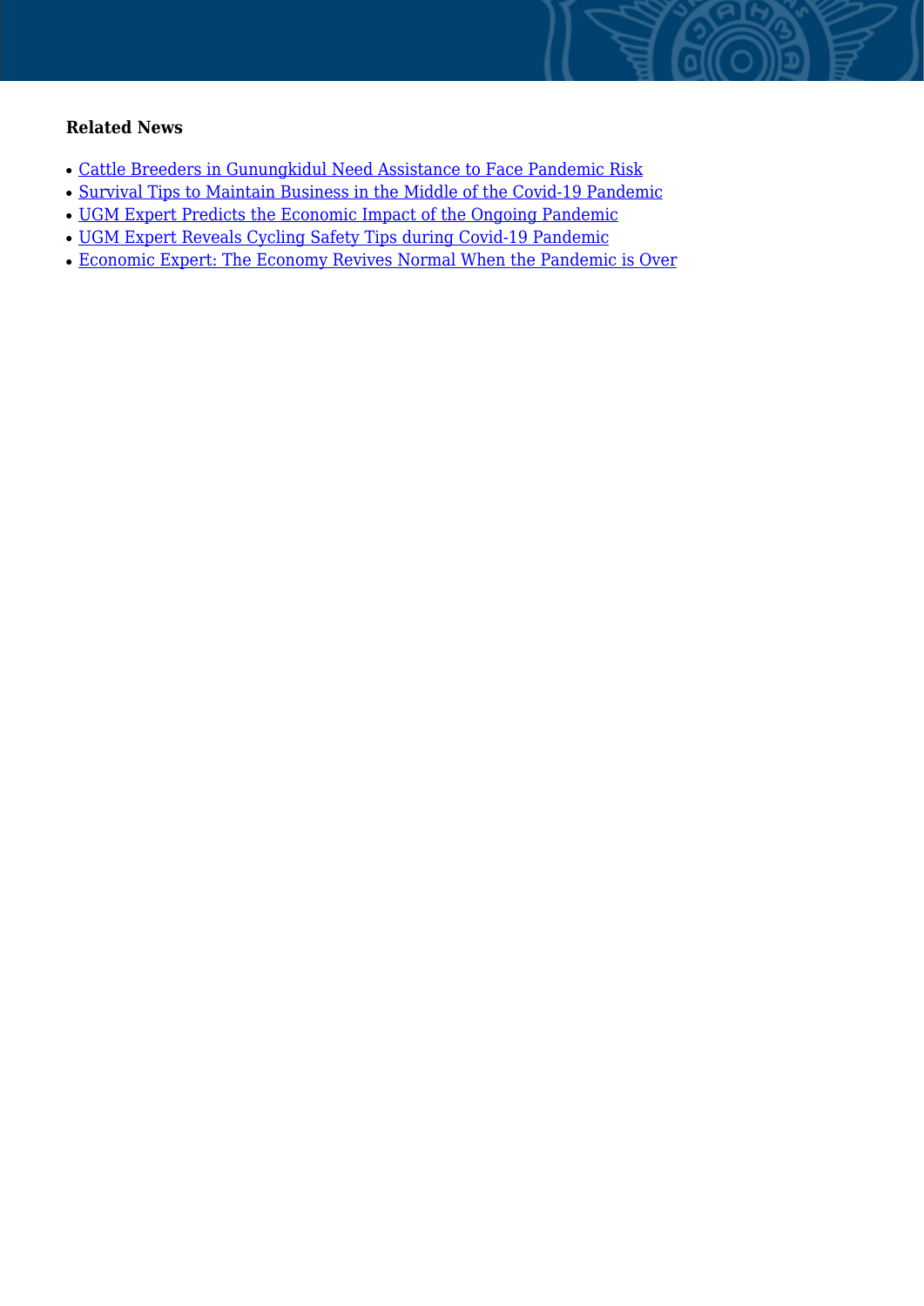### Related News

- Cattle Breeders in Gunungkidul Need Assistance to Face Pandemic Risk
- Survival Tips to Maintain Business in the Middle of the Covid-19 Pandemic
- UGM Expert Predicts the Economic Impact of the Ongoing Pandemic
- UGM Expert Reveals Cycling Safety Tips during Covid-19 Pandemic
- Economic Expert: The Economy Revives Normal When the Pandemic is Over